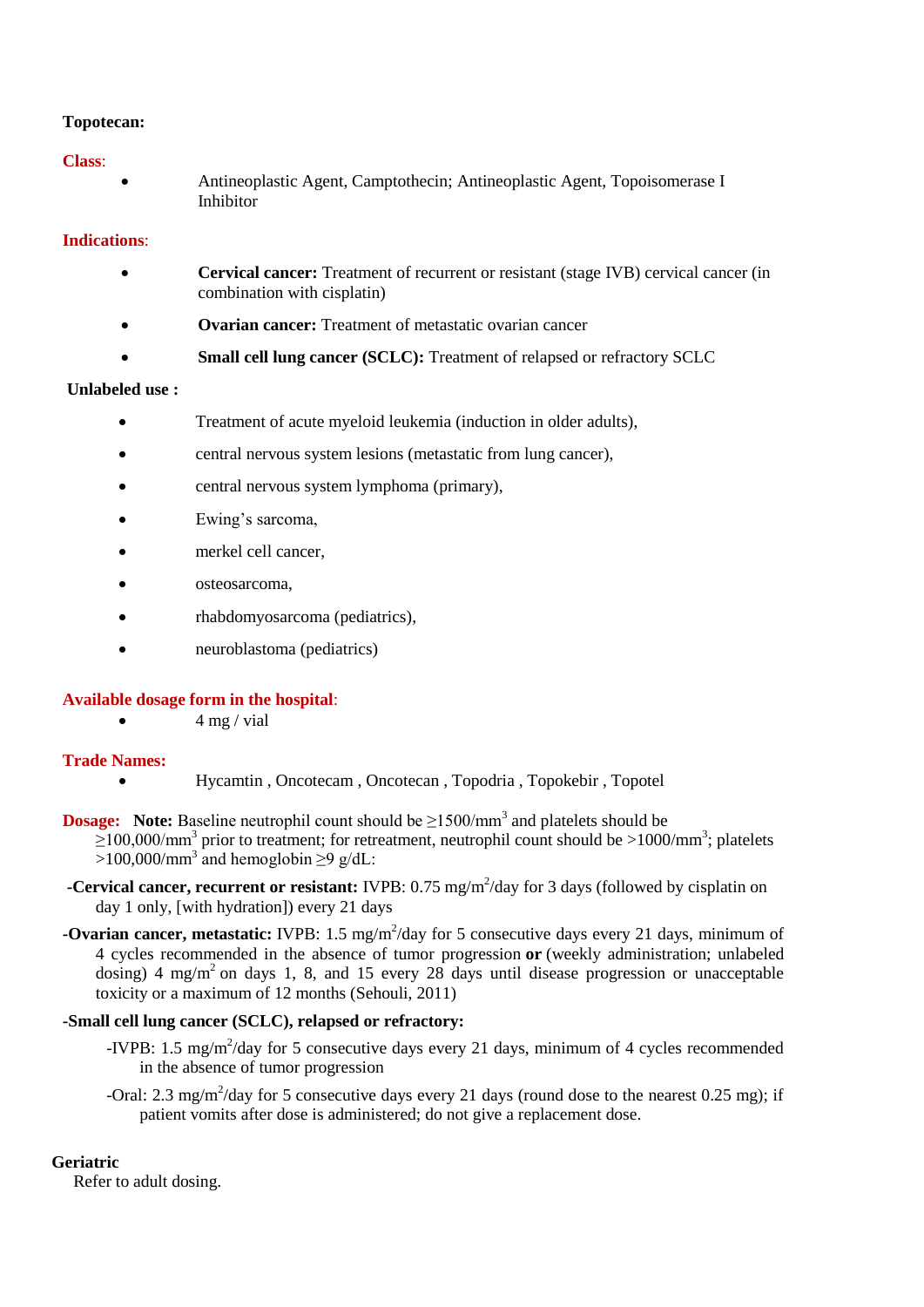**Topotecan:**

**Class**:

- Antineoplastic Agent, Camptothecin; Antineoplastic Agent, Topoisomerase I Inhibitor

**Indications**:

- **Cervical cancer:** Treatment of recurrent or resistant (stage IVB) cervical cancer (in combination with cisplatin)
- **Ovarian cancer:** Treatment of metastatic ovarian cancer
- **Small cell lung cancer (SCLC):** Treatment of relapsed or refractory SCLC

**Unlabeled use :**

- Treatment of acute myeloid leukemia (induction in older adults),
- central nervous system lesions (metastatic from lung cancer),
- central nervous system lymphoma (primary),
- Ewing's sarcoma,
- merkel cell cancer,
- osteosarcoma,
- rhabdomyosarcoma (pediatrics),
- neuroblastoma (pediatrics)

**Available dosage form in the hospital**:

- 4 mg / vial

**Trade Names:**

- Hycamtin , Oncotecam , Oncotecan , Topodria , Topokebir , Topotel

**Dosage:** **Note:** Baseline neutrophil count should be $\geq$1500/mm$^3$ and platelets should be $\geq$100,000/mm$^3$ prior to treatment; for retreatment, neutrophil count should be >1000/mm$^3$; platelets >100,000/mm$^3$ and hemoglobin $\geq$9 g/dL:

**-Cervical cancer, recurrent or resistant:** IVPB: 0.75 mg/m$^2$/day for 3 days (followed by cisplatin on day 1 only, [with hydration]) every 21 days

**-Ovarian cancer, metastatic:** IVPB: 1.5 mg/m$^2$/day for 5 consecutive days every 21 days, minimum of 4 cycles recommended in the absence of tumor progression **or** (weekly administration; unlabeled dosing) 4 mg/m$^2$ on days 1, 8, and 15 every 28 days until disease progression or unacceptable toxicity or a maximum of 12 months (Sehouli, 2011)

**-Small cell lung cancer (SCLC), relapsed or refractory:**

-IVPB: 1.5 mg/m$^2$/day for 5 consecutive days every 21 days, minimum of 4 cycles recommended in the absence of tumor progression

-Oral: 2.3 mg/m$^2$/day for 5 consecutive days every 21 days (round dose to the nearest 0.25 mg); if patient vomits after dose is administered; do not give a replacement dose.

**Geriatric**

Refer to adult dosing.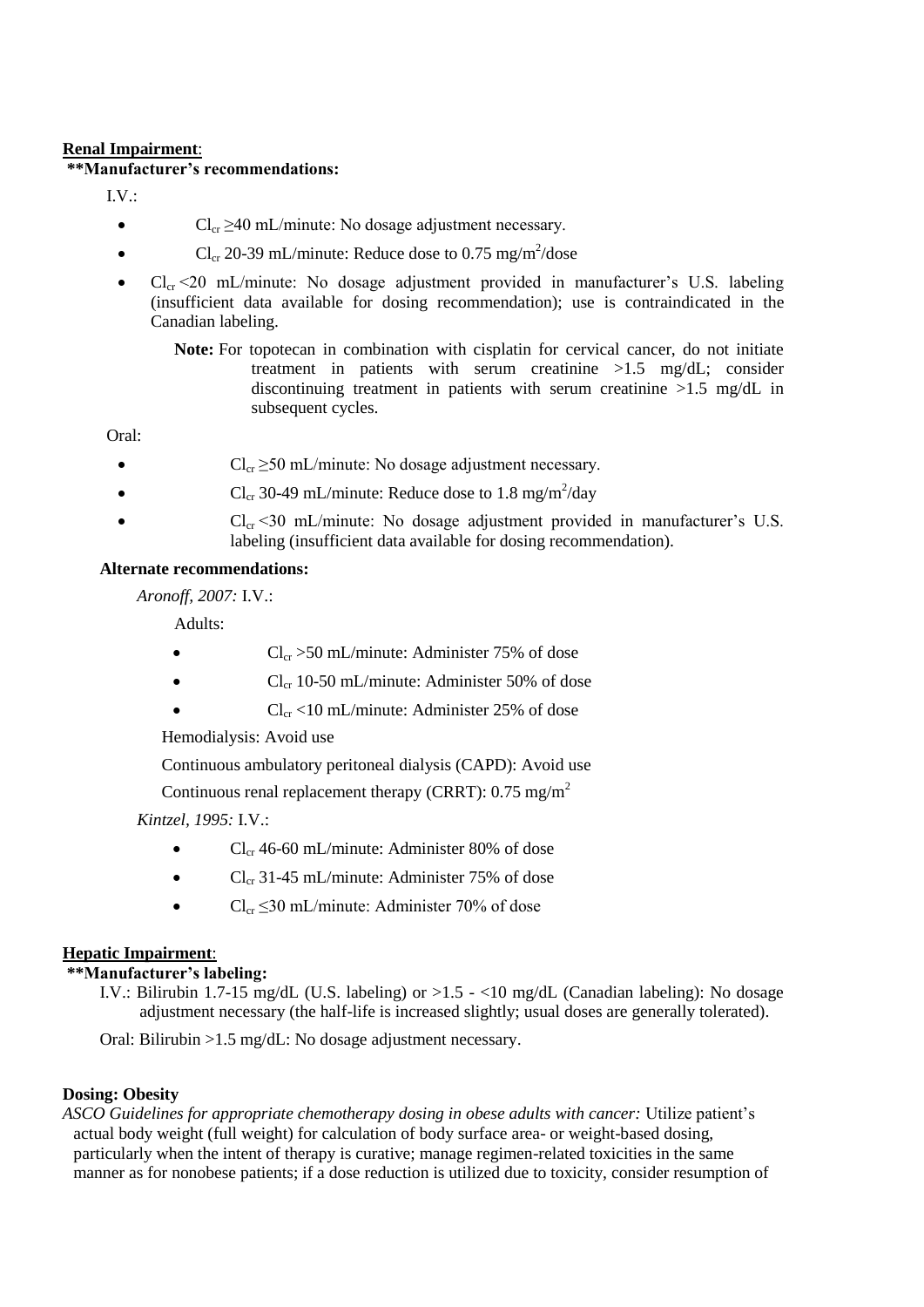**Renal Impairment**:

**\*\*Manufacturer's recommendations:**

I.V.:

- $Cl_{cr}$ ≥40 mL/minute: No dosage adjustment necessary.
- $Cl_{cr}$ 20-39 mL/minute: Reduce dose to 0.75 mg/m$^2$/dose
- $Cl_{cr}$ <20 mL/minute: No dosage adjustment provided in manufacturer's U.S. labeling (insufficient data available for dosing recommendation); use is contraindicated in the Canadian labeling.

  **Note:** For topotecan in combination with cisplatin for cervical cancer, do not initiate treatment in patients with serum creatinine >1.5 mg/dL; consider discontinuing treatment in patients with serum creatinine >1.5 mg/dL in subsequent cycles.

Oral:

- $Cl_{cr}$ ≥50 mL/minute: No dosage adjustment necessary.
- $Cl_{cr}$ 30-49 mL/minute: Reduce dose to 1.8 mg/m$^2$/day
- $Cl_{cr}$ <30 mL/minute: No dosage adjustment provided in manufacturer's U.S. labeling (insufficient data available for dosing recommendation).

**Alternate recommendations:**

*Aronoff, 2007:* I.V.:

Adults:

- $Cl_{cr}$ >50 mL/minute: Administer 75% of dose
- $Cl_{cr}$ 10-50 mL/minute: Administer 50% of dose
- $Cl_{cr}$ <10 mL/minute: Administer 25% of dose

Hemodialysis: Avoid use

Continuous ambulatory peritoneal dialysis (CAPD): Avoid use

Continuous renal replacement therapy (CRRT): 0.75 mg/m$^2$

*Kintzel, 1995:* I.V.:

- $Cl_{cr}$ 46-60 mL/minute: Administer 80% of dose
- $Cl_{cr}$ 31-45 mL/minute: Administer 75% of dose
- $Cl_{cr}$ ≤30 mL/minute: Administer 70% of dose

**Hepatic Impairment**:

**\*\*Manufacturer's labeling:**

I.V.: Bilirubin 1.7-15 mg/dL (U.S. labeling) or >1.5 - <10 mg/dL (Canadian labeling): No dosage adjustment necessary (the half-life is increased slightly; usual doses are generally tolerated).

Oral: Bilirubin >1.5 mg/dL: No dosage adjustment necessary.

**Dosing: Obesity**

*ASCO Guidelines for appropriate chemotherapy dosing in obese adults with cancer:* Utilize patient's actual body weight (full weight) for calculation of body surface area- or weight-based dosing, particularly when the intent of therapy is curative; manage regimen-related toxicities in the same manner as for nonobese patients; if a dose reduction is utilized due to toxicity, consider resumption of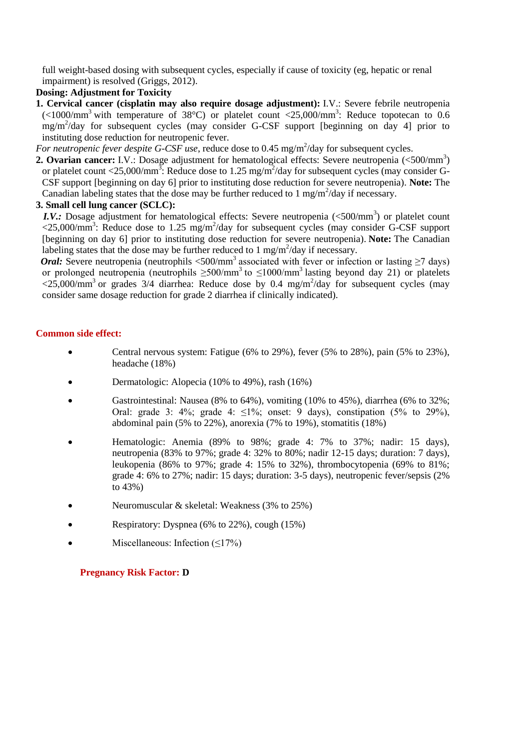full weight-based dosing with subsequent cycles, especially if cause of toxicity (eg, hepatic or renal impairment) is resolved (Griggs, 2012).

**Dosing: Adjustment for Toxicity**

1. **Cervical cancer (cisplatin may also require dosage adjustment):** I.V.: Severe febrile neutropenia (<1000/mm$^3$ with temperature of 38°C) or platelet count <25,000/mm$^3$: Reduce topotecan to 0.6 mg/m$^2$/day for subsequent cycles (may consider G-CSF support [beginning on day 4] prior to instituting dose reduction for neutropenic fever.

*For neutropenic fever despite G-CSF use*, reduce dose to 0.45 mg/m$^2$/day for subsequent cycles.

2. **Ovarian cancer:** I.V.: Dosage adjustment for hematological effects: Severe neutropenia (<500/mm$^3$) or platelet count <25,000/mm$^3$: Reduce dose to 1.25 mg/m$^2$/day for subsequent cycles (may consider G-CSF support [beginning on day 6] prior to instituting dose reduction for severe neutropenia). **Note:** The Canadian labeling states that the dose may be further reduced to 1 mg/m$^2$/day if necessary.

3. **Small cell lung cancer (SCLC):**

   ***I.V.:*** Dosage adjustment for hematological effects: Severe neutropenia (<500/mm$^3$) or platelet count <25,000/mm$^3$: Reduce dose to 1.25 mg/m$^2$/day for subsequent cycles (may consider G-CSF support [beginning on day 6] prior to instituting dose reduction for severe neutropenia). **Note:** The Canadian labeling states that the dose may be further reduced to 1 mg/m$^2$/day if necessary.

   ***Oral:*** Severe neutropenia (neutrophils <500/mm$^3$ associated with fever or infection or lasting ≥7 days) or prolonged neutropenia (neutrophils ≥500/mm$^3$ to ≤1000/mm$^3$ lasting beyond day 21) or platelets <25,000/mm$^3$ or grades 3/4 diarrhea: Reduce dose by 0.4 mg/m$^2$/day for subsequent cycles (may consider same dosage reduction for grade 2 diarrhea if clinically indicated).

**Common side effect:**

- Central nervous system: Fatigue (6% to 29%), fever (5% to 28%), pain (5% to 23%), headache (18%)
- Dermatologic: Alopecia (10% to 49%), rash (16%)
- Gastrointestinal: Nausea (8% to 64%), vomiting (10% to 45%), diarrhea (6% to 32%; Oral: grade 3: 4%; grade 4: ≤1%; onset: 9 days), constipation (5% to 29%), abdominal pain (5% to 22%), anorexia (7% to 19%), stomatitis (18%)
- Hematologic: Anemia (89% to 98%; grade 4: 7% to 37%; nadir: 15 days), neutropenia (83% to 97%; grade 4: 32% to 80%; nadir 12-15 days; duration: 7 days), leukopenia (86% to 97%; grade 4: 15% to 32%), thrombocytopenia (69% to 81%; grade 4: 6% to 27%; nadir: 15 days; duration: 3-5 days), neutropenic fever/sepsis (2% to 43%)
- Neuromuscular & skeletal: Weakness (3% to 25%)
- Respiratory: Dyspnea (6% to 22%), cough (15%)
- Miscellaneous: Infection (≤17%)

**Pregnancy Risk Factor: D**